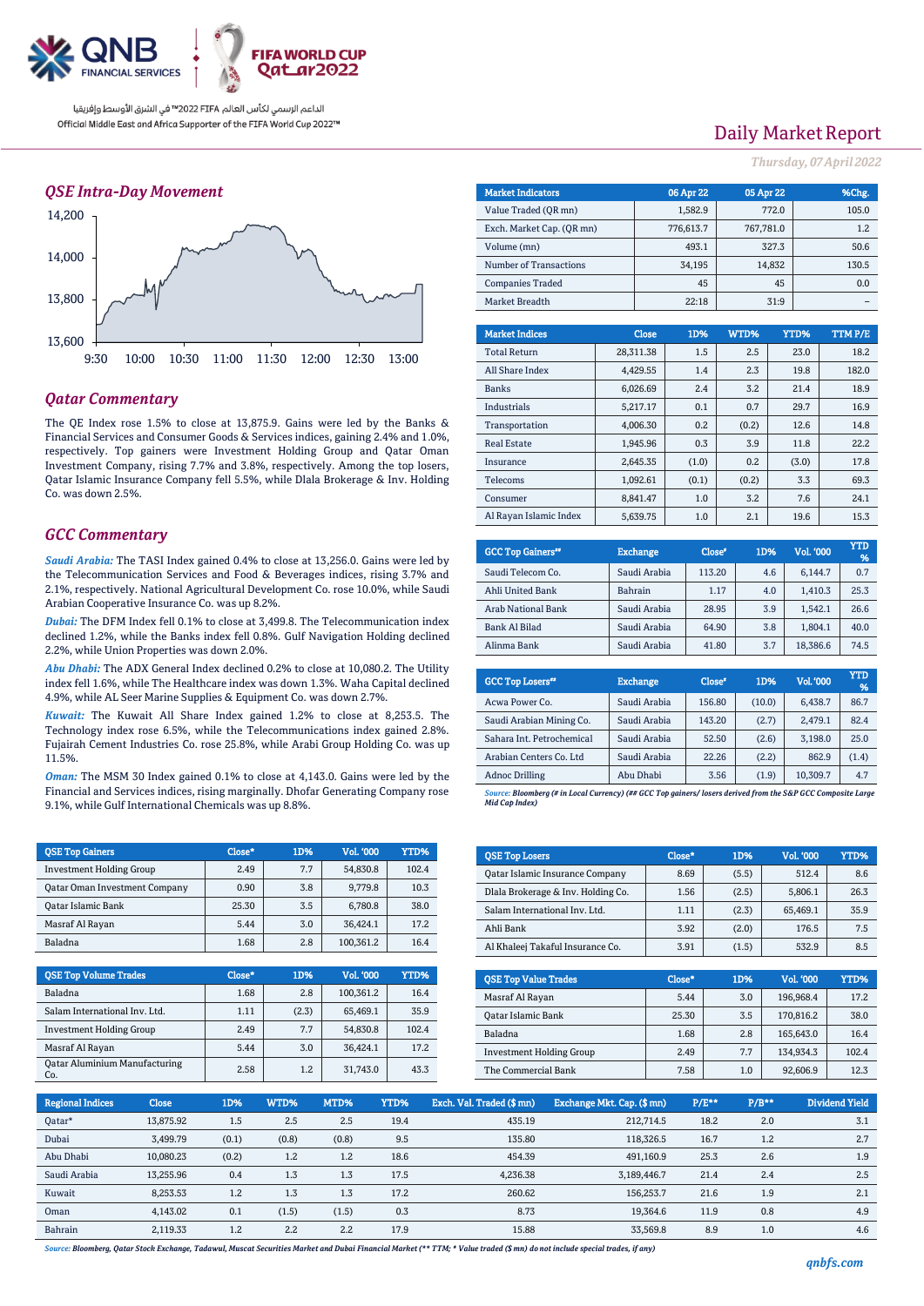QNB FINANCIAL SERVICES

FIFA WORLD CUP Qatar2022

الداعم الرسمي لكأس العالم FIFA 2022™ في الشرق الأوسط وإفريقيا

Official Middle East and Africa Supporter of the FIFA World Cup 2022™

# Daily Market Report

*Thursday, 07 April 2022*

## QSE Intra-Day Movement

14,200
14,000
13,800
13,600
9:30
10:00
10:30
11:00
11:30
12:00
12:30
13:00

## Qatar Commentary

The QE Index rose 1.5% to close at 13,875.9. Gains were led by the Banks & Financial Services and Consumer Goods & Services indices, gaining 2.4% and 1.0%, respectively. Top gainers were Investment Holding Group and Qatar Oman Investment Company, rising 7.7% and 3.8%, respectively. Among the top losers, Qatar Islamic Insurance Company fell 5.5%, while Dlala Brokerage & Inv. Holding Co. was down 2.5%.

## GCC Commentary

***Saudi Arabia:*** The TASI Index gained 0.4% to close at 13,256.0. Gains were led by the Telecommunication Services and Food & Beverages indices, rising 3.7% and 2.1%, respectively. National Agricultural Development Co. rose 10.0%, while Saudi Arabian Cooperative Insurance Co. was up 8.2%.

***Dubai:*** The DFM Index fell 0.1% to close at 3,499.8. The Telecommunication index declined 1.2%, while the Banks index fell 0.8%. Gulf Navigation Holding declined 2.2%, while Union Properties was down 2.0%.

***Abu Dhabi:*** The ADX General Index declined 0.2% to close at 10,080.2. The Utility index fell 1.6%, while The Healthcare index was down 1.3%. Waha Capital declined 4.9%, while AL Seer Marine Supplies & Equipment Co. was down 2.7%.

***Kuwait:*** The Kuwait All Share Index gained 1.2% to close at 8,253.5. The Technology index rose 6.5%, while the Telecommunications index gained 2.8%. Fujairah Cement Industries Co. rose 25.8%, while Arabi Group Holding Co. was up 11.5%.

***Oman:*** The MSM 30 Index gained 0.1% to close at 4,143.0. Gains were led by the Financial and Services indices, rising marginally. Dhofar Generating Company rose 9.1%, while Gulf International Chemicals was up 8.8%.

| Market Indicators | 06 Apr 22 | 05 Apr 22 | %Chg. |
|---|---|---|---|
| Value Traded (QR mn) | 1,582.9 | 772.0 | 105.0 |
| Exch. Market Cap. (QR mn) | 776,613.7 | 767,781.0 | 1.2 |
| Volume (mn) | 493.1 | 327.3 | 50.6 |
| Number of Transactions | 34,195 | 14,832 | 130.5 |
| Companies Traded | 45 | 45 | 0.0 |
| Market Breadth | 22:18 | 31:9 | – |

| Market Indices | Close | 1D% | WTD% | YTD% | TTM P/E |
|---|---|---|---|---|---|
| Total Return | 28,311.38 | 1.5 | 2.5 | 23.0 | 18.2 |
| All Share Index | 4,429.55 | 1.4 | 2.3 | 19.8 | 182.0 |
| Banks | 6,026.69 | 2.4 | 3.2 | 21.4 | 18.9 |
| Industrials | 5,217.17 | 0.1 | 0.7 | 29.7 | 16.9 |
| Transportation | 4,006.30 | 0.2 | (0.2) | 12.6 | 14.8 |
| Real Estate | 1,945.96 | 0.3 | 3.9 | 11.8 | 22.2 |
| Insurance | 2,645.35 | (1.0) | 0.2 | (3.0) | 17.8 |
| Telecoms | 1,092.61 | (0.1) | (0.2) | 3.3 | 69.3 |
| Consumer | 8,841.47 | 1.0 | 3.2 | 7.6 | 24.1 |
| Al Rayan Islamic Index | 5,639.75 | 1.0 | 2.1 | 19.6 | 15.3 |

| GCC Top Gainers## | Exchange | Close# | 1D% | Vol. '000 | YTD % |
|---|---|---|---|---|---|
| Saudi Telecom Co. | Saudi Arabia | 113.20 | 4.6 | 6,144.7 | 0.7 |
| Ahli United Bank | Bahrain | 1.17 | 4.0 | 1,410.3 | 25.3 |
| Arab National Bank | Saudi Arabia | 28.95 | 3.9 | 1,542.1 | 26.6 |
| Bank Al Bilad | Saudi Arabia | 64.90 | 3.8 | 1,804.1 | 40.0 |
| Alinma Bank | Saudi Arabia | 41.80 | 3.7 | 18,386.6 | 74.5 |

| GCC Top Losers## | Exchange | Close# | 1D% | Vol. '000 | YTD % |
|---|---|---|---|---|---|
| Acwa Power Co. | Saudi Arabia | 156.80 | (10.0) | 6,438.7 | 86.7 |
| Saudi Arabian Mining Co. | Saudi Arabia | 143.20 | (2.7) | 2,479.1 | 82.4 |
| Sahara Int. Petrochemical | Saudi Arabia | 52.50 | (2.6) | 3,198.0 | 25.0 |
| Arabian Centers Co. Ltd | Saudi Arabia | 22.26 | (2.2) | 862.9 | (1.4) |
| Adnoc Drilling | Abu Dhabi | 3.56 | (1.9) | 10,309.7 | 4.7 |

*Source: Bloomberg (# in Local Currency) (## GCC Top gainers/ losers derived from the S&P GCC Composite Large Mid Cap Index)*

| QSE Top Gainers | Close* | 1D% | Vol. '000 | YTD% |
|---|---|---|---|---|
| Investment Holding Group | 2.49 | 7.7 | 54,830.8 | 102.4 |
| Qatar Oman Investment Company | 0.90 | 3.8 | 9,779.8 | 10.3 |
| Qatar Islamic Bank | 25.30 | 3.5 | 6,780.8 | 38.0 |
| Masraf Al Rayan | 5.44 | 3.0 | 36,424.1 | 17.2 |
| Baladna | 1.68 | 2.8 | 100,361.2 | 16.4 |

| QSE Top Losers | Close* | 1D% | Vol. '000 | YTD% |
|---|---|---|---|---|
| Qatar Islamic Insurance Company | 8.69 | (5.5) | 512.4 | 8.6 |
| Dlala Brokerage & Inv. Holding Co. | 1.56 | (2.5) | 5,806.1 | 26.3 |
| Salam International Inv. Ltd. | 1.11 | (2.3) | 65,469.1 | 35.9 |
| Ahli Bank | 3.92 | (2.0) | 176.5 | 7.5 |
| Al Khaleej Takaful Insurance Co. | 3.91 | (1.5) | 532.9 | 8.5 |

| QSE Top Volume Trades | Close* | 1D% | Vol. '000 | YTD% |
|---|---|---|---|---|
| Baladna | 1.68 | 2.8 | 100,361.2 | 16.4 |
| Salam International Inv. Ltd. | 1.11 | (2.3) | 65,469.1 | 35.9 |
| Investment Holding Group | 2.49 | 7.7 | 54,830.8 | 102.4 |
| Masraf Al Rayan | 5.44 | 3.0 | 36,424.1 | 17.2 |
| Qatar Aluminium Manufacturing Co. | 2.58 | 1.2 | 31,743.0 | 43.3 |

| QSE Top Value Trades | Close* | 1D% | Val. '000 | YTD% |
|---|---|---|---|---|
| Masraf Al Rayan | 5.44 | 3.0 | 196,968.4 | 17.2 |
| Qatar Islamic Bank | 25.30 | 3.5 | 170,816.2 | 38.0 |
| Baladna | 1.68 | 2.8 | 165,643.0 | 16.4 |
| Investment Holding Group | 2.49 | 7.7 | 134,934.3 | 102.4 |
| The Commercial Bank | 7.58 | 1.0 | 92,606.9 | 12.3 |

| Regional Indices | Close | 1D% | WTD% | MTD% | YTD% | Exch. Val. Traded ($ mn) | Exchange Mkt. Cap. ($ mn) | P/E** | P/B** | Dividend Yield |
|---|---|---|---|---|---|---|---|---|---|---|
| Qatar* | 13,875.92 | 1.5 | 2.5 | 2.5 | 19.4 | 435.19 | 212,714.5 | 18.2 | 2.0 | 3.1 |
| Dubai | 3,499.79 | (0.1) | (0.8) | (0.8) | 9.5 | 135.80 | 118,326.5 | 16.7 | 1.2 | 2.7 |
| Abu Dhabi | 10,080.23 | (0.2) | 1.2 | 1.2 | 18.6 | 454.39 | 491,160.9 | 25.3 | 2.6 | 1.9 |
| Saudi Arabia | 13,255.96 | 0.4 | 1.3 | 1.3 | 17.5 | 4,236.38 | 3,189,446.7 | 21.4 | 2.4 | 2.5 |
| Kuwait | 8,253.53 | 1.2 | 1.3 | 1.3 | 17.2 | 260.62 | 156,253.7 | 21.6 | 1.9 | 2.1 |
| Oman | 4,143.02 | 0.1 | (1.5) | (1.5) | 0.3 | 8.73 | 19,364.6 | 11.9 | 0.8 | 4.9 |
| Bahrain | 2,119.33 | 1.2 | 2.2 | 2.2 | 17.9 | 15.88 | 33,569.8 | 8.9 | 1.0 | 4.6 |

*Source: Bloomberg, Qatar Stock Exchange, Tadawul, Muscat Securities Market and Dubai Financial Market (** TTM; * Value traded ($ mn) do not include special trades, if any)*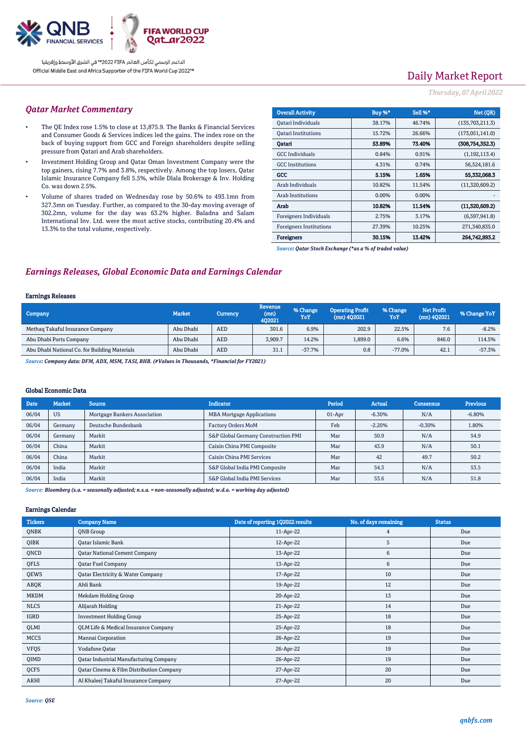Daily Market Report

*Thursday, 07 April 2022*

## Qatar Market Commentary

- The QE Index rose 1.5% to close at 13,875.9. The Banks & Financial Services and Consumer Goods & Services indices led the gains. The index rose on the back of buying support from GCC and Foreign shareholders despite selling pressure from Qatari and Arab shareholders.
- Investment Holding Group and Qatar Oman Investment Company were the top gainers, rising 7.7% and 3.8%, respectively. Among the top losers, Qatar Islamic Insurance Company fell 5.5%, while Dlala Brokerage & Inv. Holding Co. was down 2.5%.
- Volume of shares traded on Wednesday rose by 50.6% to 493.1mn from 327.3mn on Tuesday. Further, as compared to the 30-day moving average of 302.2mn, volume for the day was 63.2% higher. Baladna and Salam International Inv. Ltd. were the most active stocks, contributing 20.4% and 13.3% to the total volume, respectively.

| Overall Activity | Buy %* | Sell %* | Net (QR) |
|---|---|---|---|
| Qatari Individuals | 38.17% | 46.74% | (135,703,211.3) |
| Qatari Institutions | 15.72% | 26.66% | (173,051,141.0) |
| **Qatari** | **53.89%** | **73.40%** | **(308,754,352.3)** |
| GCC Individuals | 0.84% | 0.91% | (1,192,113.4) |
| GCC Institutions | 4.31% | 0.74% | 56,524,181.6 |
| **GCC** | **5.15%** | **1.65%** | **55,332,068.3** |
| Arab Individuals | 10.82% | 11.54% | (11,320,609.2) |
| Arab Institutions | 0.00% | 0.00% | - |
| **Arab** | **10.82%** | **11.54%** | **(11,320,609.2)** |
| Foreigners Individuals | 2.75% | 3.17% | (6,597,941.8) |
| Foreigners Institutions | 27.39% | 10.25% | 271,340,835.0 |
| **Foreigners** | **30.15%** | **13.42%** | **264,742,893.2** |

*Source: Qatar Stock Exchange (*as a % of traded value)*

## Earnings Releases, Global Economic Data and Earnings Calendar

### Earnings Releases

| Company | Market | Currency | Revenue (mn) 4Q2021 | % Change YoY | Operating Profit (mn) 4Q2021 | % Change YoY | Net Profit (mn) 4Q2021 | % Change YoY |
|---|---|---|---|---|---|---|---|---|
| Methaq Takaful Insurance Company | Abu Dhabi | AED | 301.6 | 6.9% | 202.9 | 22.5% | 7.6 | -8.2% |
| Abu Dhabi Ports Company | Abu Dhabi | AED | 3,909.7 | 14.2% | 1,899.0 | 6.6% | 846.0 | 114.5% |
| Abu Dhabi National Co. for Building Materials | Abu Dhabi | AED | 31.1 | -37.7% | 0.8 | -77.0% | 42.1 | -57.3% |

*Source: Company data: DFM, ADX, MSM, TASI, BHB. (#Values in Thousands, *Financial for FY2021)*

### Global Economic Data

| Date | Market | Source | Indicator | Period | Actual | Consensus | Previous |
|---|---|---|---|---|---|---|---|
| 06/04 | US | Mortgage Bankers Association | MBA Mortgage Applications | 01-Apr | -6.30% | N/A | -6.80% |
| 06/04 | Germany | Deutsche Bundesbank | Factory Orders MoM | Feb | -2.20% | -0.30% | 1.80% |
| 06/04 | Germany | Markit | S&P Global Germany Construction PMI | Mar | 50.9 | N/A | 54.9 |
| 06/04 | China | Markit | Caixin China PMI Composite | Mar | 43.9 | N/A | 50.1 |
| 06/04 | China | Markit | Caixin China PMI Services | Mar | 42 | 49.7 | 50.2 |
| 06/04 | India | Markit | S&P Global India PMI Composite | Mar | 54.3 | N/A | 53.5 |
| 06/04 | India | Markit | S&P Global India PMI Services | Mar | 53.6 | N/A | 51.8 |

*Source: Bloomberg (s.a. = seasonally adjusted; n.s.a. = non-seasonally adjusted; w.d.a. = working day adjusted)*

### Earnings Calendar

| Tickers | Company Name | Date of reporting 1Q2022 results | No. of days remaining | Status |
|---|---|---|---|---|
| QNBK | QNB Group | 11-Apr-22 | 4 | Due |
| QIBK | Qatar Islamic Bank | 12-Apr-22 | 5 | Due |
| QNCD | Qatar National Cement Company | 13-Apr-22 | 6 | Due |
| QFLS | Qatar Fuel Company | 13-Apr-22 | 6 | Due |
| QEWS | Qatar Electricity & Water Company | 17-Apr-22 | 10 | Due |
| ABQK | Ahli Bank | 19-Apr-22 | 12 | Due |
| MKDM | Mekdam Holding Group | 20-Apr-22 | 13 | Due |
| NLCS | Alijarah Holding | 21-Apr-22 | 14 | Due |
| IGRD | Investment Holding Group | 25-Apr-22 | 18 | Due |
| QLMI | QLM Life & Medical Insurance Company | 25-Apr-22 | 18 | Due |
| MCCS | Mannai Corporation | 26-Apr-22 | 19 | Due |
| VFQS | Vodafone Qatar | 26-Apr-22 | 19 | Due |
| QIMD | Qatar Industrial Manufacturing Company | 26-Apr-22 | 19 | Due |
| QCFS | Qatar Cinema & Film Distribution Company | 27-Apr-22 | 20 | Due |
| AKHI | Al Khaleej Takaful Insurance Company | 27-Apr-22 | 20 | Due |

*Source: QSE*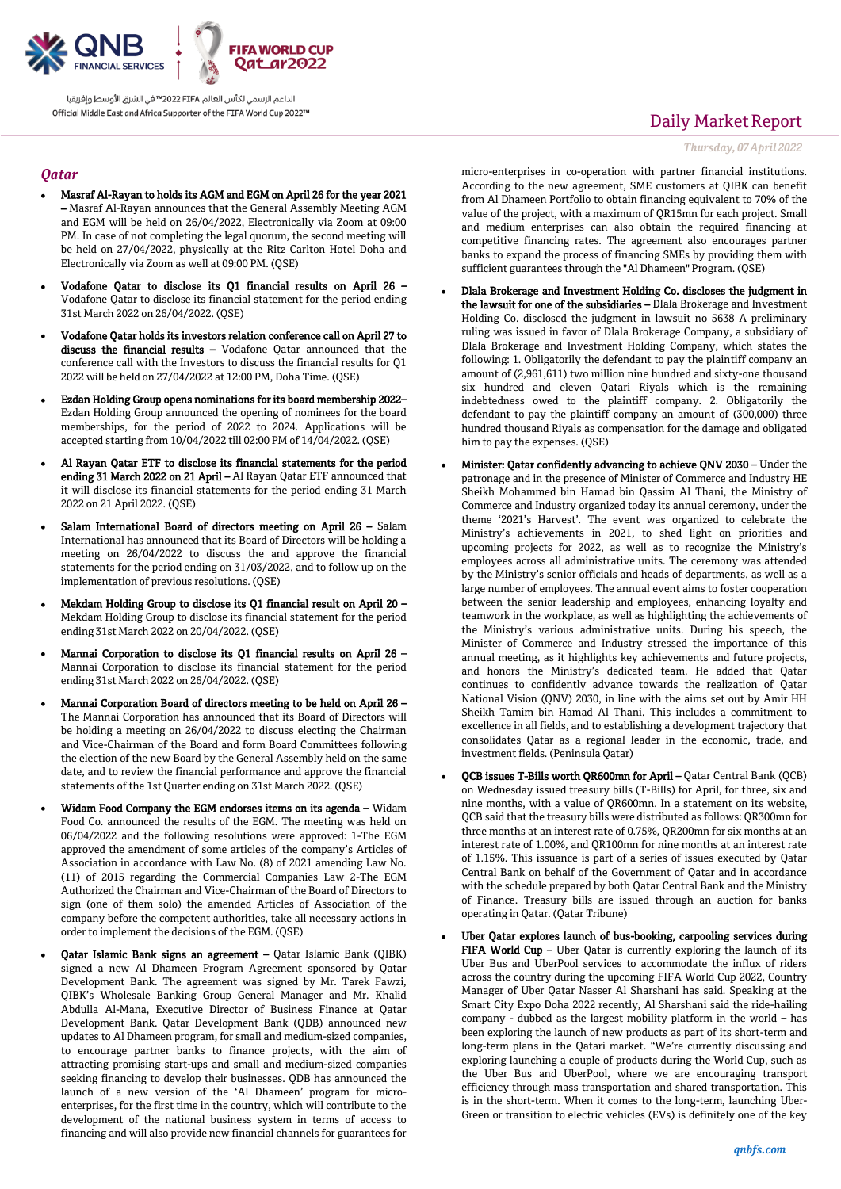## Qatar

- **Masraf Al-Rayan to holds its AGM and EGM on April 26 for the year 2021 –** Masraf Al-Rayan announces that the General Assembly Meeting AGM and EGM will be held on 26/04/2022, Electronically via Zoom at 09:00 PM. In case of not completing the legal quorum, the second meeting will be held on 27/04/2022, physically at the Ritz Carlton Hotel Doha and Electronically via Zoom as well at 09:00 PM. (QSE)

- **Vodafone Qatar to disclose its Q1 financial results on April 26 –** Vodafone Qatar to disclose its financial statement for the period ending 31st March 2022 on 26/04/2022. (QSE)

- **Vodafone Qatar holds its investors relation conference call on April 27 to discuss the financial results –** Vodafone Qatar announced that the conference call with the Investors to discuss the financial results for Q1 2022 will be held on 27/04/2022 at 12:00 PM, Doha Time. (QSE)

- **Ezdan Holding Group opens nominations for its board membership 2022–** Ezdan Holding Group announced the opening of nominees for the board memberships, for the period of 2022 to 2024. Applications will be accepted starting from 10/04/2022 till 02:00 PM of 14/04/2022. (QSE)

- **Al Rayan Qatar ETF to disclose its financial statements for the period ending 31 March 2022 on 21 April –** Al Rayan Qatar ETF announced that it will disclose its financial statements for the period ending 31 March 2022 on 21 April 2022. (QSE)

- **Salam International Board of directors meeting on April 26 –** Salam International has announced that its Board of Directors will be holding a meeting on 26/04/2022 to discuss the and approve the financial statements for the period ending on 31/03/2022, and to follow up on the implementation of previous resolutions. (QSE)

- **Mekdam Holding Group to disclose its Q1 financial result on April 20 –** Mekdam Holding Group to disclose its financial statement for the period ending 31st March 2022 on 20/04/2022. (QSE)

- **Mannai Corporation to disclose its Q1 financial results on April 26 –** Mannai Corporation to disclose its financial statement for the period ending 31st March 2022 on 26/04/2022. (QSE)

- **Mannai Corporation Board of directors meeting to be held on April 26 –** The Mannai Corporation has announced that its Board of Directors will be holding a meeting on 26/04/2022 to discuss electing the Chairman and Vice-Chairman of the Board and form Board Committees following the election of the new Board by the General Assembly held on the same date, and to review the financial performance and approve the financial statements of the 1st Quarter ending on 31st March 2022. (QSE)

- **Widam Food Company the EGM endorses items on its agenda –** Widam Food Co. announced the results of the EGM. The meeting was held on 06/04/2022 and the following resolutions were approved: 1-The EGM approved the amendment of some articles of the company's Articles of Association in accordance with Law No. (8) of 2021 amending Law No. (11) of 2015 regarding the Commercial Companies Law 2-The EGM Authorized the Chairman and Vice-Chairman of the Board of Directors to sign (one of them solo) the amended Articles of Association of the company before the competent authorities, take all necessary actions in order to implement the decisions of the EGM. (QSE)

- **Qatar Islamic Bank signs an agreement –** Qatar Islamic Bank (QIBK) signed a new Al Dhameen Program Agreement sponsored by Qatar Development Bank. The agreement was signed by Mr. Tarek Fawzi, QIBK's Wholesale Banking Group General Manager and Mr. Khalid Abdulla Al-Mana, Executive Director of Business Finance at Qatar Development Bank. Qatar Development Bank (QDB) announced new updates to Al Dhameen program, for small and medium-sized companies, to encourage partner banks to finance projects, with the aim of attracting promising start-ups and small and medium-sized companies seeking financing to develop their businesses. QDB has announced the launch of a new version of the 'Al Dhameen' program for micro-enterprises, for the first time in the country, which will contribute to the development of the national business system in terms of access to financing and will also provide new financial channels for guarantees for micro-enterprises in co-operation with partner financial institutions. According to the new agreement, SME customers at QIBK can benefit from Al Dhameen Portfolio to obtain financing equivalent to 70% of the value of the project, with a maximum of QR15mn for each project. Small and medium enterprises can also obtain the required financing at competitive financing rates. The agreement also encourages partner banks to expand the process of financing SMEs by providing them with sufficient guarantees through the "Al Dhameen" Program. (QSE)

- **Dlala Brokerage and Investment Holding Co. discloses the judgment in the lawsuit for one of the subsidiaries –** Dlala Brokerage and Investment Holding Co. disclosed the judgment in lawsuit no 5638 A preliminary ruling was issued in favor of Dlala Brokerage Company, a subsidiary of Dlala Brokerage and Investment Holding Company, which states the following: 1. Obligatorily the defendant to pay the plaintiff company an amount of (2,961,611) two million nine hundred and sixty-one thousand six hundred and eleven Qatari Riyals which is the remaining indebtedness owed to the plaintiff company. 2. Obligatorily the defendant to pay the plaintiff company an amount of (300,000) three hundred thousand Riyals as compensation for the damage and obligated him to pay the expenses. (QSE)

- **Minister: Qatar confidently advancing to achieve QNV 2030 –** Under the patronage and in the presence of Minister of Commerce and Industry HE Sheikh Mohammed bin Hamad bin Qassim Al Thani, the Ministry of Commerce and Industry organized today its annual ceremony, under the theme '2021's Harvest'. The event was organized to celebrate the Ministry's achievements in 2021, to shed light on priorities and upcoming projects for 2022, as well as to recognize the Ministry's employees across all administrative units. The ceremony was attended by the Ministry's senior officials and heads of departments, as well as a large number of employees. The annual event aims to foster cooperation between the senior leadership and employees, enhancing loyalty and teamwork in the workplace, as well as highlighting the achievements of the Ministry's various administrative units. During his speech, the Minister of Commerce and Industry stressed the importance of this annual meeting, as it highlights key achievements and future projects, and honors the Ministry's dedicated team. He added that Qatar continues to confidently advance towards the realization of Qatar National Vision (QNV) 2030, in line with the aims set out by Amir HH Sheikh Tamim bin Hamad Al Thani. This includes a commitment to excellence in all fields, and to establishing a development trajectory that consolidates Qatar as a regional leader in the economic, trade, and investment fields. (Peninsula Qatar)

- **QCB issues T-Bills worth QR600mn for April –** Qatar Central Bank (QCB) on Wednesday issued treasury bills (T-Bills) for April, for three, six and nine months, with a value of QR600mn. In a statement on its website, QCB said that the treasury bills were distributed as follows: QR300mn for three months at an interest rate of 0.75%, QR200mn for six months at an interest rate of 1.00%, and QR100mn for nine months at an interest rate of 1.15%. This issuance is part of a series of issues executed by Qatar Central Bank on behalf of the Government of Qatar and in accordance with the schedule prepared by both Qatar Central Bank and the Ministry of Finance. Treasury bills are issued through an auction for banks operating in Qatar. (Qatar Tribune)

- **Uber Qatar explores launch of bus-booking, carpooling services during FIFA World Cup –** Uber Qatar is currently exploring the launch of its Uber Bus and UberPool services to accommodate the influx of riders across the country during the upcoming FIFA World Cup 2022, Country Manager of Uber Qatar Nasser Al Sharshani has said. Speaking at the Smart City Expo Doha 2022 recently, Al Sharshani said the ride-hailing company - dubbed as the largest mobility platform in the world – has been exploring the launch of new products as part of its short-term and long-term plans in the Qatari market. "We're currently discussing and exploring launching a couple of products during the World Cup, such as the Uber Bus and UberPool, where we are encouraging transport efficiency through mass transportation and shared transportation. This is in the short-term. When it comes to the long-term, launching Uber-Green or transition to electric vehicles (EVs) is definitely one of the key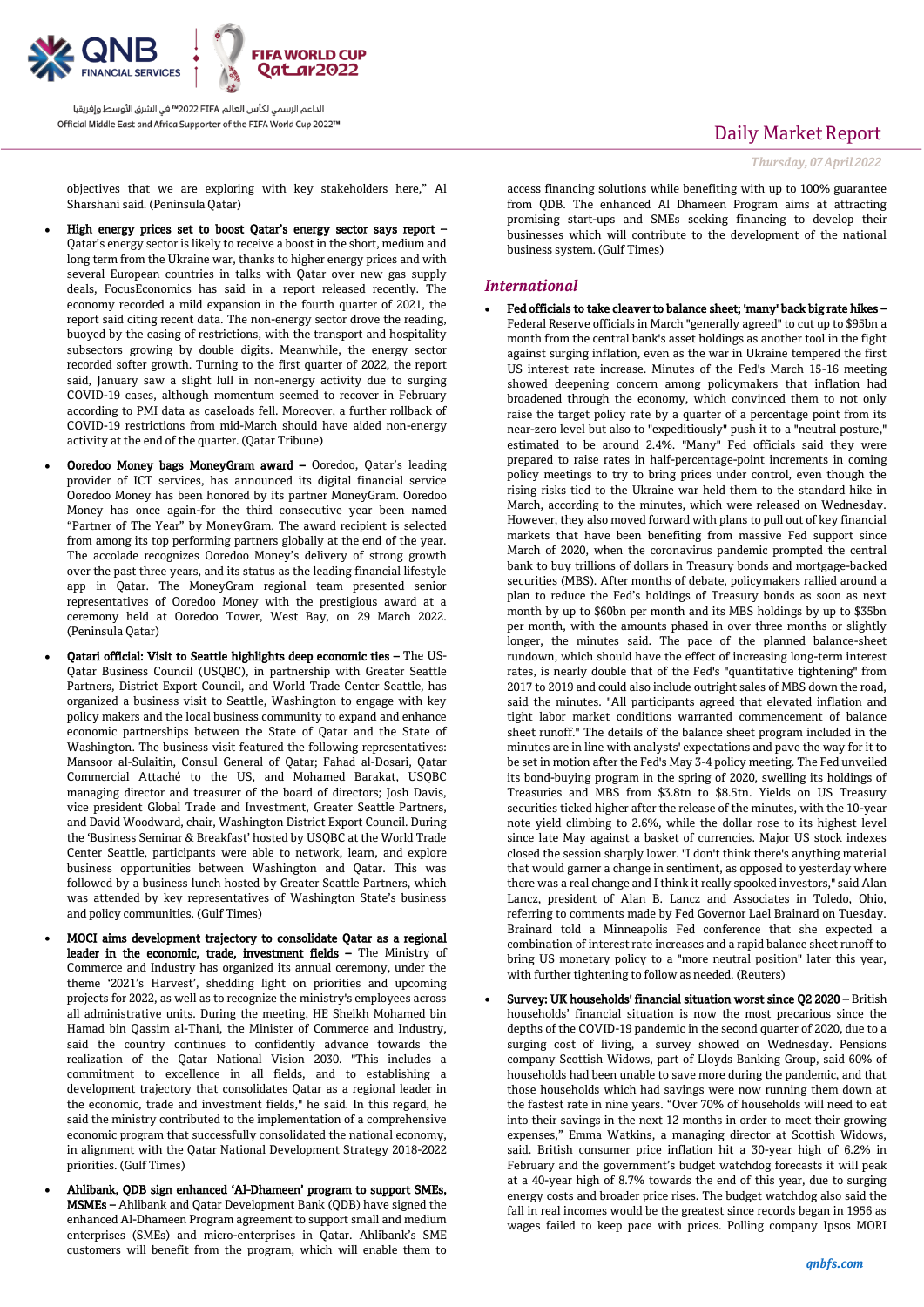objectives that we are exploring with key stakeholders here," Al Sharshani said. (Peninsula Qatar)

- **High energy prices set to boost Qatar's energy sector says report** – Qatar's energy sector is likely to receive a boost in the short, medium and long term from the Ukraine war, thanks to higher energy prices and with several European countries in talks with Qatar over new gas supply deals, FocusEconomics has said in a report released recently. The economy recorded a mild expansion in the fourth quarter of 2021, the report said citing recent data. The non-energy sector drove the reading, buoyed by the easing of restrictions, with the transport and hospitality subsectors growing by double digits. Meanwhile, the energy sector recorded softer growth. Turning to the first quarter of 2022, the report said, January saw a slight lull in non-energy activity due to surging COVID-19 cases, although momentum seemed to recover in February according to PMI data as caseloads fell. Moreover, a further rollback of COVID-19 restrictions from mid-March should have aided non-energy activity at the end of the quarter. (Qatar Tribune)
- **Ooredoo Money bags MoneyGram award** – Ooredoo, Qatar's leading provider of ICT services, has announced its digital financial service Ooredoo Money has been honored by its partner MoneyGram. Ooredoo Money has once again-for the third consecutive year been named "Partner of The Year" by MoneyGram. The award recipient is selected from among its top performing partners globally at the end of the year. The accolade recognizes Ooredoo Money's delivery of strong growth over the past three years, and its status as the leading financial lifestyle app in Qatar. The MoneyGram regional team presented senior representatives of Ooredoo Money with the prestigious award at a ceremony held at Ooredoo Tower, West Bay, on 29 March 2022. (Peninsula Qatar)
- **Qatari official: Visit to Seattle highlights deep economic ties** – The US-Qatar Business Council (USQBC), in partnership with Greater Seattle Partners, District Export Council, and World Trade Center Seattle, has organized a business visit to Seattle, Washington to engage with key policy makers and the local business community to expand and enhance economic partnerships between the State of Qatar and the State of Washington. The business visit featured the following representatives: Mansoor al-Sulaitin, Consul General of Qatar; Fahad al-Dosari, Qatar Commercial Attaché to the US, and Mohamed Barakat, USQBC managing director and treasurer of the board of directors; Josh Davis, vice president Global Trade and Investment, Greater Seattle Partners, and David Woodward, chair, Washington District Export Council. During the 'Business Seminar & Breakfast' hosted by USQBC at the World Trade Center Seattle, participants were able to network, learn, and explore business opportunities between Washington and Qatar. This was followed by a business lunch hosted by Greater Seattle Partners, which was attended by key representatives of Washington State's business and policy communities. (Gulf Times)
- **MOCI aims development trajectory to consolidate Qatar as a regional leader in the economic, trade, investment fields** – The Ministry of Commerce and Industry has organized its annual ceremony, under the theme '2021's Harvest', shedding light on priorities and upcoming projects for 2022, as well as to recognize the ministry's employees across all administrative units. During the meeting, HE Sheikh Mohamed bin Hamad bin Qassim al-Thani, the Minister of Commerce and Industry, said the country continues to confidently advance towards the realization of the Qatar National Vision 2030. "This includes a commitment to excellence in all fields, and to establishing a development trajectory that consolidates Qatar as a regional leader in the economic, trade and investment fields," he said. In this regard, he said the ministry contributed to the implementation of a comprehensive economic program that successfully consolidated the national economy, in alignment with the Qatar National Development Strategy 2018-2022 priorities. (Gulf Times)
- **Ahlibank, QDB sign enhanced 'Al-Dhameen' program to support SMEs, MSMEs** – Ahlibank and Qatar Development Bank (QDB) have signed the enhanced Al-Dhameen Program agreement to support small and medium enterprises (SMEs) and micro-enterprises in Qatar. Ahlibank's SME customers will benefit from the program, which will enable them to access financing solutions while benefiting with up to 100% guarantee from QDB. The enhanced Al Dhameen Program aims at attracting promising start-ups and SMEs seeking financing to develop their businesses which will contribute to the development of the national business system. (Gulf Times)

## *International*

- **Fed officials to take cleaver to balance sheet; 'many' back big rate hikes** – Federal Reserve officials in March "generally agreed" to cut up to $95bn a month from the central bank's asset holdings as another tool in the fight against surging inflation, even as the war in Ukraine tempered the first US interest rate increase. Minutes of the Fed's March 15-16 meeting showed deepening concern among policymakers that inflation had broadened through the economy, which convinced them to not only raise the target policy rate by a quarter of a percentage point from its near-zero level but also to "expeditiously" push it to a "neutral posture," estimated to be around 2.4%. "Many" Fed officials said they were prepared to raise rates in half-percentage-point increments in coming policy meetings to try to bring prices under control, even though the rising risks tied to the Ukraine war held them to the standard hike in March, according to the minutes, which were released on Wednesday. However, they also moved forward with plans to pull out of key financial markets that have been benefiting from massive Fed support since March of 2020, when the coronavirus pandemic prompted the central bank to buy trillions of dollars in Treasury bonds and mortgage-backed securities (MBS). After months of debate, policymakers rallied around a plan to reduce the Fed's holdings of Treasury bonds as soon as next month by up to $60bn per month and its MBS holdings by up to $35bn per month, with the amounts phased in over three months or slightly longer, the minutes said. The pace of the planned balance-sheet rundown, which should have the effect of increasing long-term interest rates, is nearly double that of the Fed's "quantitative tightening" from 2017 to 2019 and could also include outright sales of MBS down the road, said the minutes. "All participants agreed that elevated inflation and tight labor market conditions warranted commencement of balance sheet runoff." The details of the balance sheet program included in the minutes are in line with analysts' expectations and pave the way for it to be set in motion after the Fed's May 3-4 policy meeting. The Fed unveiled its bond-buying program in the spring of 2020, swelling its holdings of Treasuries and MBS from $3.8tn to $8.5tn. Yields on US Treasury securities ticked higher after the release of the minutes, with the 10-year note yield climbing to 2.6%, while the dollar rose to its highest level since late May against a basket of currencies. Major US stock indexes closed the session sharply lower. "I don't think there's anything material that would garner a change in sentiment, as opposed to yesterday where there was a real change and I think it really spooked investors," said Alan Lancz, president of Alan B. Lancz and Associates in Toledo, Ohio, referring to comments made by Fed Governor Lael Brainard on Tuesday. Brainard told a Minneapolis Fed conference that she expected a combination of interest rate increases and a rapid balance sheet runoff to bring US monetary policy to a "more neutral position" later this year, with further tightening to follow as needed. (Reuters)
- **Survey: UK households' financial situation worst since Q2 2020** – British households' financial situation is now the most precarious since the depths of the COVID-19 pandemic in the second quarter of 2020, due to a surging cost of living, a survey showed on Wednesday. Pensions company Scottish Widows, part of Lloyds Banking Group, said 60% of households had been unable to save more during the pandemic, and that those households which had savings were now running them down at the fastest rate in nine years. "Over 70% of households will need to eat into their savings in the next 12 months in order to meet their growing expenses," Emma Watkins, a managing director at Scottish Widows, said. British consumer price inflation hit a 30-year high of 6.2% in February and the government's budget watchdog forecasts it will peak at a 40-year high of 8.7% towards the end of this year, due to surging energy costs and broader price rises. The budget watchdog also said the fall in real incomes would be the greatest since records began in 1956 as wages failed to keep pace with prices. Polling company Ipsos MORI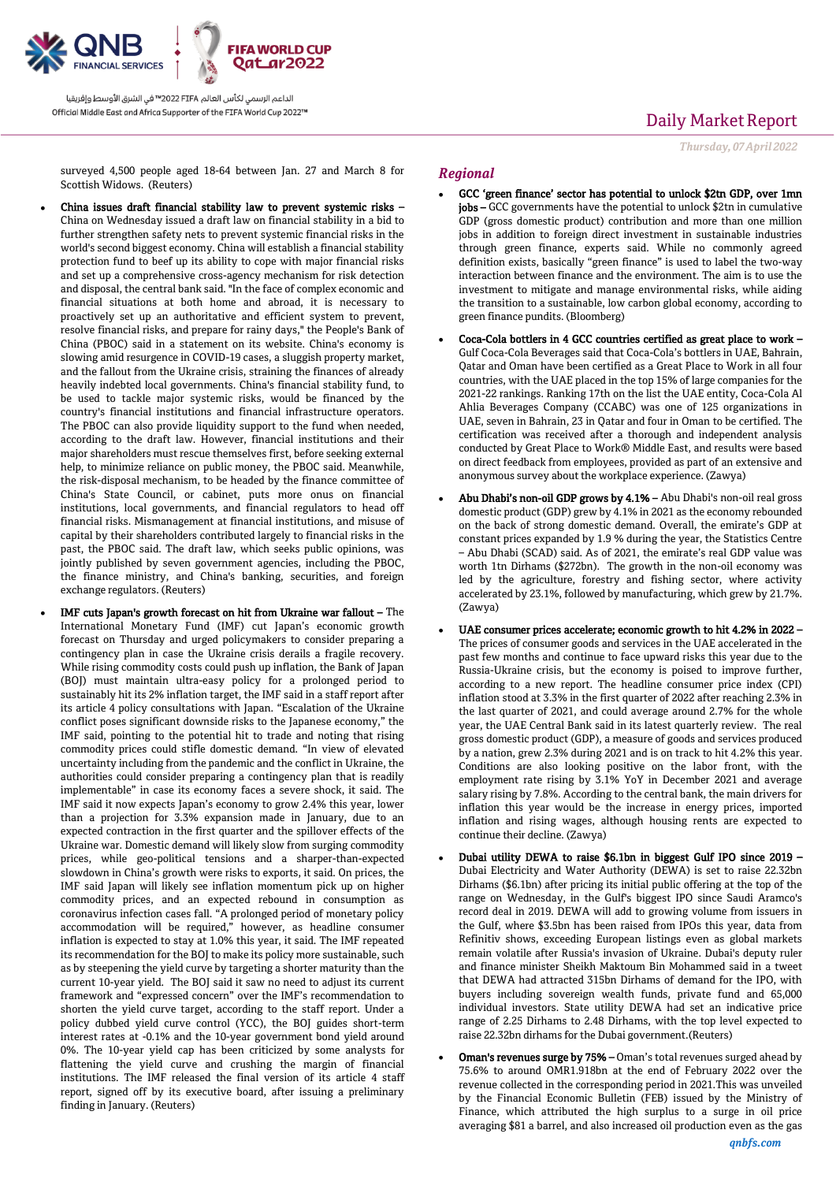surveyed 4,500 people aged 18-64 between Jan. 27 and March 8 for Scottish Widows. (Reuters)

- **China issues draft financial stability law to prevent systemic risks –** China on Wednesday issued a draft law on financial stability in a bid to further strengthen safety nets to prevent systemic financial risks in the world's second biggest economy. China will establish a financial stability protection fund to beef up its ability to cope with major financial risks and set up a comprehensive cross-agency mechanism for risk detection and disposal, the central bank said. "In the face of complex economic and financial situations at both home and abroad, it is necessary to proactively set up an authoritative and efficient system to prevent, resolve financial risks, and prepare for rainy days," the People's Bank of China (PBOC) said in a statement on its website. China's economy is slowing amid resurgence in COVID-19 cases, a sluggish property market, and the fallout from the Ukraine crisis, straining the finances of already heavily indebted local governments. China's financial stability fund, to be used to tackle major systemic risks, would be financed by the country's financial institutions and financial infrastructure operators. The PBOC can also provide liquidity support to the fund when needed, according to the draft law. However, financial institutions and their major shareholders must rescue themselves first, before seeking external help, to minimize reliance on public money, the PBOC said. Meanwhile, the risk-disposal mechanism, to be headed by the finance committee of China's State Council, or cabinet, puts more onus on financial institutions, local governments, and financial regulators to head off financial risks. Mismanagement at financial institutions, and misuse of capital by their shareholders contributed largely to financial risks in the past, the PBOC said. The draft law, which seeks public opinions, was jointly published by seven government agencies, including the PBOC, the finance ministry, and China's banking, securities, and foreign exchange regulators. (Reuters)

- **IMF cuts Japan's growth forecast on hit from Ukraine war fallout –** The International Monetary Fund (IMF) cut Japan's economic growth forecast on Thursday and urged policymakers to consider preparing a contingency plan in case the Ukraine crisis derails a fragile recovery. While rising commodity costs could push up inflation, the Bank of Japan (BOJ) must maintain ultra-easy policy for a prolonged period to sustainably hit its 2% inflation target, the IMF said in a staff report after its article 4 policy consultations with Japan. "Escalation of the Ukraine conflict poses significant downside risks to the Japanese economy," the IMF said, pointing to the potential hit to trade and noting that rising commodity prices could stifle domestic demand. "In view of elevated uncertainty including from the pandemic and the conflict in Ukraine, the authorities could consider preparing a contingency plan that is readily implementable" in case its economy faces a severe shock, it said. The IMF said it now expects Japan's economy to grow 2.4% this year, lower than a projection for 3.3% expansion made in January, due to an expected contraction in the first quarter and the spillover effects of the Ukraine war. Domestic demand will likely slow from surging commodity prices, while geo-political tensions and a sharper-than-expected slowdown in China's growth were risks to exports, it said. On prices, the IMF said Japan will likely see inflation momentum pick up on higher commodity prices, and an expected rebound in consumption as coronavirus infection cases fall. "A prolonged period of monetary policy accommodation will be required," however, as headline consumer inflation is expected to stay at 1.0% this year, it said. The IMF repeated its recommendation for the BOJ to make its policy more sustainable, such as by steepening the yield curve by targeting a shorter maturity than the current 10-year yield. The BOJ said it saw no need to adjust its current framework and "expressed concern" over the IMF's recommendation to shorten the yield curve target, according to the staff report. Under a policy dubbed yield curve control (YCC), the BOJ guides short-term interest rates at -0.1% and the 10-year government bond yield around 0%. The 10-year yield cap has been criticized by some analysts for flattening the yield curve and crushing the margin of financial institutions. The IMF released the final version of its article 4 staff report, signed off by its executive board, after issuing a preliminary finding in January. (Reuters)

## *Regional*

- **GCC 'green finance' sector has potential to unlock $2tn GDP, over 1mn jobs –** GCC governments have the potential to unlock $2tn in cumulative GDP (gross domestic product) contribution and more than one million jobs in addition to foreign direct investment in sustainable industries through green finance, experts said. While no commonly agreed definition exists, basically "green finance" is used to label the two-way interaction between finance and the environment. The aim is to use the investment to mitigate and manage environmental risks, while aiding the transition to a sustainable, low carbon global economy, according to green finance pundits. (Bloomberg)

- **Coca-Cola bottlers in 4 GCC countries certified as great place to work –** Gulf Coca-Cola Beverages said that Coca-Cola's bottlers in UAE, Bahrain, Qatar and Oman have been certified as a Great Place to Work in all four countries, with the UAE placed in the top 15% of large companies for the 2021-22 rankings. Ranking 17th on the list the UAE entity, Coca-Cola Al Ahlia Beverages Company (CCABC) was one of 125 organizations in UAE, seven in Bahrain, 23 in Qatar and four in Oman to be certified. The certification was received after a thorough and independent analysis conducted by Great Place to Work® Middle East, and results were based on direct feedback from employees, provided as part of an extensive and anonymous survey about the workplace experience. (Zawya)

- **Abu Dhabi's non-oil GDP grows by 4.1% –** Abu Dhabi's non-oil real gross domestic product (GDP) grew by 4.1% in 2021 as the economy rebounded on the back of strong domestic demand. Overall, the emirate's GDP at constant prices expanded by 1.9 % during the year, the Statistics Centre – Abu Dhabi (SCAD) said. As of 2021, the emirate's real GDP value was worth 1tn Dirhams ($272bn). The growth in the non-oil economy was led by the agriculture, forestry and fishing sector, where activity accelerated by 23.1%, followed by manufacturing, which grew by 21.7%. (Zawya)

- **UAE consumer prices accelerate; economic growth to hit 4.2% in 2022 –** The prices of consumer goods and services in the UAE accelerated in the past few months and continue to face upward risks this year due to the Russia-Ukraine crisis, but the economy is poised to improve further, according to a new report. The headline consumer price index (CPI) inflation stood at 3.3% in the first quarter of 2022 after reaching 2.3% in the last quarter of 2021, and could average around 2.7% for the whole year, the UAE Central Bank said in its latest quarterly review. The real gross domestic product (GDP), a measure of goods and services produced by a nation, grew 2.3% during 2021 and is on track to hit 4.2% this year. Conditions are also looking positive on the labor front, with the employment rate rising by 3.1% YoY in December 2021 and average salary rising by 7.8%. According to the central bank, the main drivers for inflation this year would be the increase in energy prices, imported inflation and rising wages, although housing rents are expected to continue their decline. (Zawya)

- **Dubai utility DEWA to raise $6.1bn in biggest Gulf IPO since 2019 –** Dubai Electricity and Water Authority (DEWA) is set to raise 22.32bn Dirhams ($6.1bn) after pricing its initial public offering at the top of the range on Wednesday, in the Gulf's biggest IPO since Saudi Aramco's record deal in 2019. DEWA will add to growing volume from issuers in the Gulf, where $3.5bn has been raised from IPOs this year, data from Refinitiv shows, exceeding European listings even as global markets remain volatile after Russia's invasion of Ukraine. Dubai's deputy ruler and finance minister Sheikh Maktoum Bin Mohammed said in a tweet that DEWA had attracted 315bn Dirhams of demand for the IPO, with buyers including sovereign wealth funds, private fund and 65,000 individual investors. State utility DEWA had set an indicative price range of 2.25 Dirhams to 2.48 Dirhams, with the top level expected to raise 22.32bn dirhams for the Dubai government.(Reuters)

- **Oman's revenues surge by 75% –** Oman's total revenues surged ahead by 75.6% to around OMR1.918bn at the end of February 2022 over the revenue collected in the corresponding period in 2021.This was unveiled by the Financial Economic Bulletin (FEB) issued by the Ministry of Finance, which attributed the high surplus to a surge in oil price averaging $81 a barrel, and also increased oil production even as the gas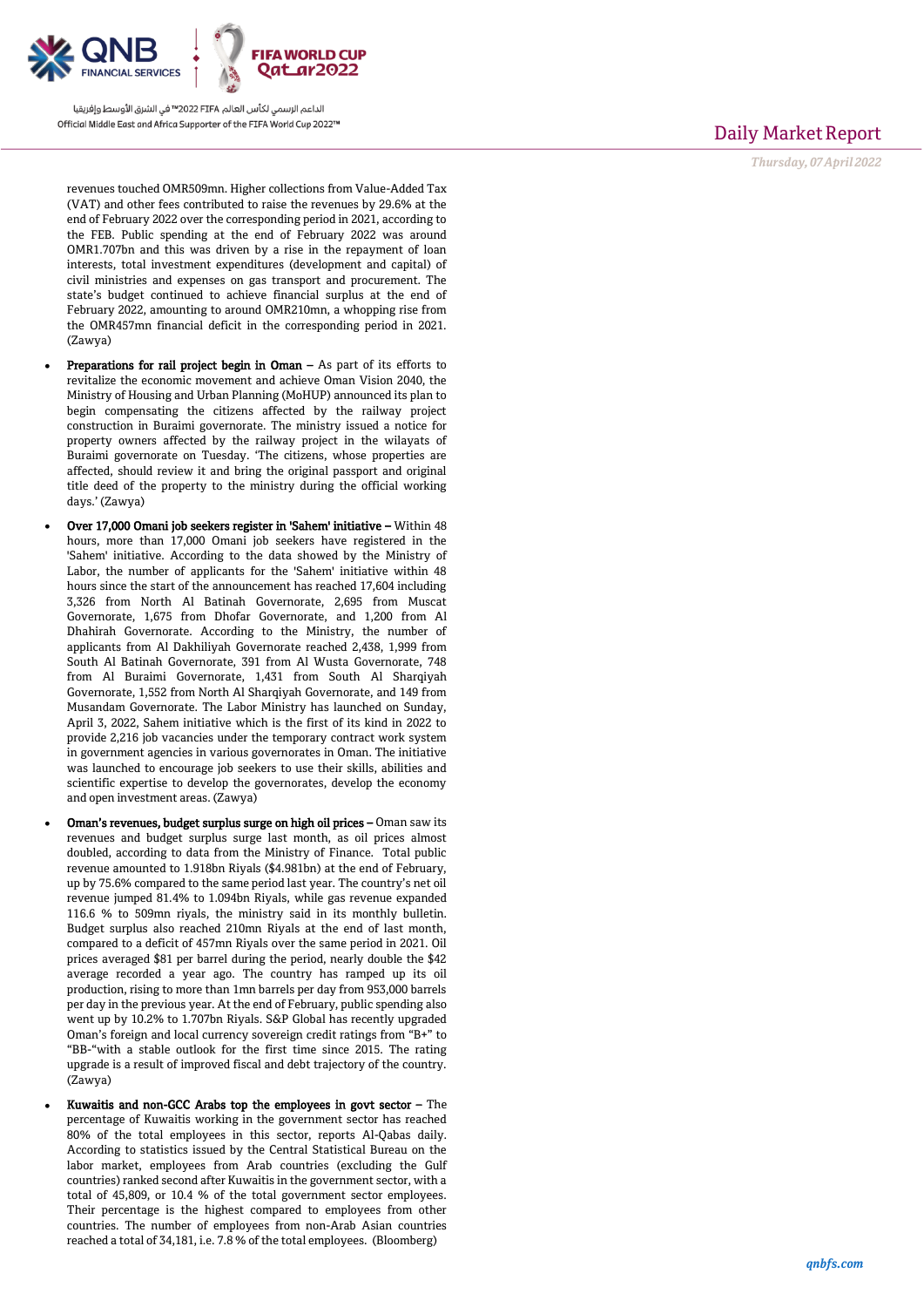revenues touched OMR509mn. Higher collections from Value-Added Tax (VAT) and other fees contributed to raise the revenues by 29.6% at the end of February 2022 over the corresponding period in 2021, according to the FEB. Public spending at the end of February 2022 was around OMR1.707bn and this was driven by a rise in the repayment of loan interests, total investment expenditures (development and capital) of civil ministries and expenses on gas transport and procurement. The state's budget continued to achieve financial surplus at the end of February 2022, amounting to around OMR210mn, a whopping rise from the OMR457mn financial deficit in the corresponding period in 2021. (Zawya)

- **Preparations for rail project begin in Oman –** As part of its efforts to revitalize the economic movement and achieve Oman Vision 2040, the Ministry of Housing and Urban Planning (MoHUP) announced its plan to begin compensating the citizens affected by the railway project construction in Buraimi governorate. The ministry issued a notice for property owners affected by the railway project in the wilayats of Buraimi governorate on Tuesday. 'The citizens, whose properties are affected, should review it and bring the original passport and original title deed of the property to the ministry during the official working days.' (Zawya)
- **Over 17,000 Omani job seekers register in 'Sahem' initiative –** Within 48 hours, more than 17,000 Omani job seekers have registered in the 'Sahem' initiative. According to the data showed by the Ministry of Labor, the number of applicants for the 'Sahem' initiative within 48 hours since the start of the announcement has reached 17,604 including 3,326 from North Al Batinah Governorate, 2,695 from Muscat Governorate, 1,675 from Dhofar Governorate, and 1,200 from Al Dhahirah Governorate. According to the Ministry, the number of applicants from Al Dakhiliyah Governorate reached 2,438, 1,999 from South Al Batinah Governorate, 391 from Al Wusta Governorate, 748 from Al Buraimi Governorate, 1,431 from South Al Sharqiyah Governorate, 1,552 from North Al Sharqiyah Governorate, and 149 from Musandam Governorate. The Labor Ministry has launched on Sunday, April 3, 2022, Sahem initiative which is the first of its kind in 2022 to provide 2,216 job vacancies under the temporary contract work system in government agencies in various governorates in Oman. The initiative was launched to encourage job seekers to use their skills, abilities and scientific expertise to develop the governorates, develop the economy and open investment areas. (Zawya)
- **Oman's revenues, budget surplus surge on high oil prices –** Oman saw its revenues and budget surplus surge last month, as oil prices almost doubled, according to data from the Ministry of Finance. Total public revenue amounted to 1.918bn Riyals ($4.981bn) at the end of February, up by 75.6% compared to the same period last year. The country's net oil revenue jumped 81.4% to 1.094bn Riyals, while gas revenue expanded 116.6 % to 509mn riyals, the ministry said in its monthly bulletin. Budget surplus also reached 210mn Riyals at the end of last month, compared to a deficit of 457mn Riyals over the same period in 2021. Oil prices averaged $81 per barrel during the period, nearly double the $42 average recorded a year ago. The country has ramped up its oil production, rising to more than 1mn barrels per day from 953,000 barrels per day in the previous year. At the end of February, public spending also went up by 10.2% to 1.707bn Riyals. S&P Global has recently upgraded Oman's foreign and local currency sovereign credit ratings from "B+" to "BB-"with a stable outlook for the first time since 2015. The rating upgrade is a result of improved fiscal and debt trajectory of the country. (Zawya)
- **Kuwaitis and non-GCC Arabs top the employees in govt sector –** The percentage of Kuwaitis working in the government sector has reached 80% of the total employees in this sector, reports Al-Qabas daily. According to statistics issued by the Central Statistical Bureau on the labor market, employees from Arab countries (excluding the Gulf countries) ranked second after Kuwaitis in the government sector, with a total of 45,809, or 10.4 % of the total government sector employees. Their percentage is the highest compared to employees from other countries. The number of employees from non-Arab Asian countries reached a total of 34,181, i.e. 7.8 % of the total employees. (Bloomberg)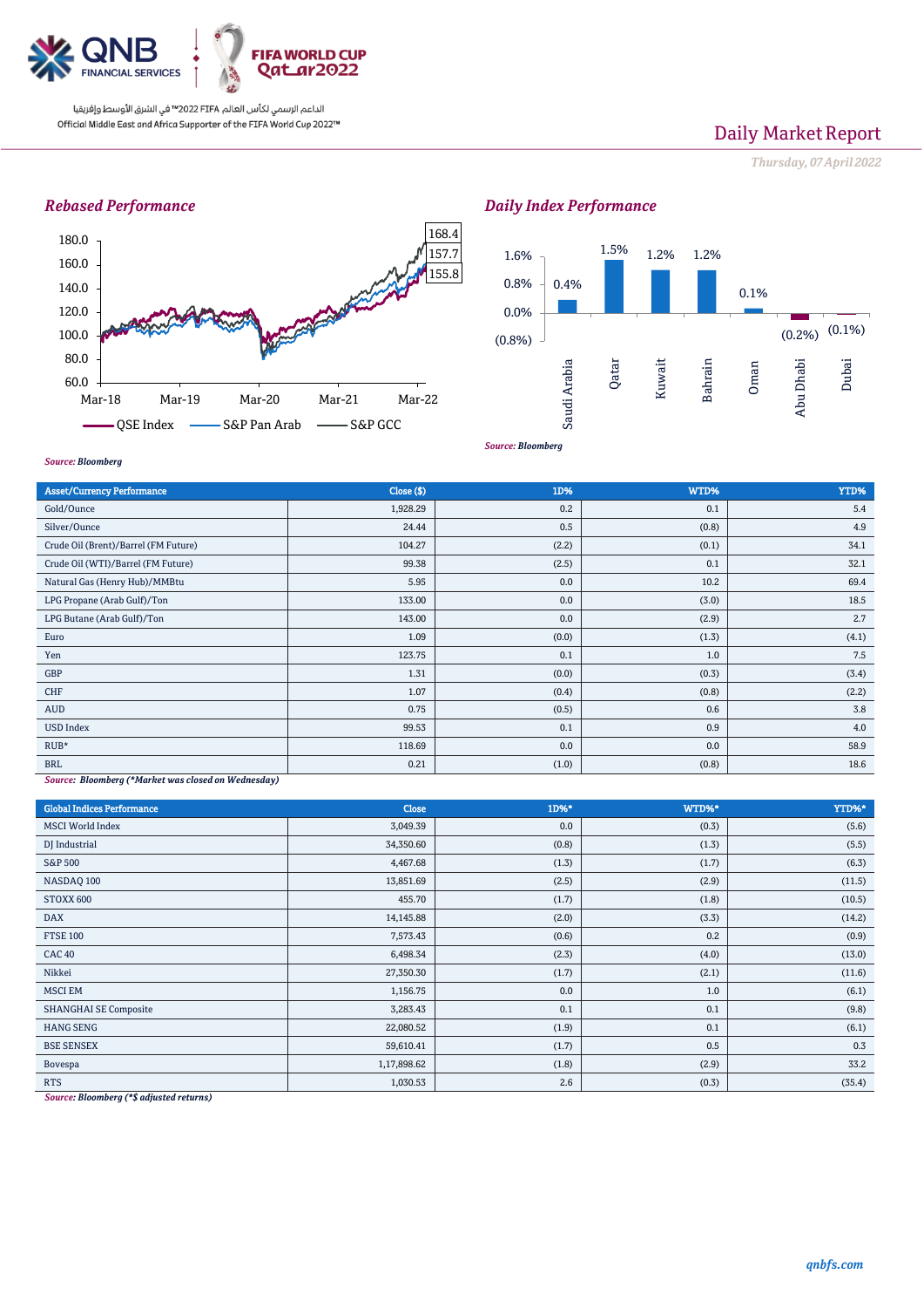Official Middle East and Africa Supporter of the FIFA World Cup 2022™

الداعم الرسمي لكأس العالم FIFA 2022™ في الشرق الأوسط وإفريقيا

# Daily Market Report

*Thursday, 07 April 2022*

### Rebased Performance

180.0
160.0
140.0
120.0
100.0
80.0
60.0

Mar-18
Mar-19
Mar-20
Mar-21
Mar-22

168.4
157.7
155.8

QSE Index
S&P Pan Arab
S&P GCC

*Source: Bloomberg*

### Daily Index Performance

1.6%
0.8%
0.0%
(0.8%)

0.4%
1.5%
1.2%
1.2%
0.1%
(0.2%)
(0.1%)

Saudi Arabia
Qatar
Kuwait
Bahrain
Oman
Abu Dhabi
Dubai

*Source: Bloomberg*

| Asset/Currency Performance | Close ($) | 1D% | WTD% | YTD% |
|---|---|---|---|---|
| Gold/Ounce | 1,928.29 | 0.2 | 0.1 | 5.4 |
| Silver/Ounce | 24.44 | 0.5 | (0.8) | 4.9 |
| Crude Oil (Brent)/Barrel (FM Future) | 104.27 | (2.2) | (0.1) | 34.1 |
| Crude Oil (WTI)/Barrel (FM Future) | 99.38 | (2.5) | 0.1 | 32.1 |
| Natural Gas (Henry Hub)/MMBtu | 5.95 | 0.0 | 10.2 | 69.4 |
| LPG Propane (Arab Gulf)/Ton | 133.00 | 0.0 | (3.0) | 18.5 |
| LPG Butane (Arab Gulf)/Ton | 143.00 | 0.0 | (2.9) | 2.7 |
| Euro | 1.09 | (0.0) | (1.3) | (4.1) |
| Yen | 123.75 | 0.1 | 1.0 | 7.5 |
| GBP | 1.31 | (0.0) | (0.3) | (3.4) |
| CHF | 1.07 | (0.4) | (0.8) | (2.2) |
| AUD | 0.75 | (0.5) | 0.6 | 3.8 |
| USD Index | 99.53 | 0.1 | 0.9 | 4.0 |
| RUB* | 118.69 | 0.0 | 0.0 | 58.9 |
| BRL | 0.21 | (1.0) | (0.8) | 18.6 |

*Source: Bloomberg (*Market was closed on Wednesday)*

| Global Indices Performance | Close | 1D%* | WTD%* | YTD%* |
|---|---|---|---|---|
| MSCI World Index | 3,049.39 | 0.0 | (0.3) | (5.6) |
| DJ Industrial | 34,350.60 | (0.8) | (1.3) | (5.5) |
| S&P 500 | 4,467.68 | (1.3) | (1.7) | (6.3) |
| NASDAQ 100 | 13,851.69 | (2.5) | (2.9) | (11.5) |
| STOXX 600 | 455.70 | (1.7) | (1.8) | (10.5) |
| DAX | 14,145.88 | (2.0) | (3.3) | (14.2) |
| FTSE 100 | 7,573.43 | (0.6) | 0.2 | (0.9) |
| CAC 40 | 6,498.34 | (2.3) | (4.0) | (13.0) |
| Nikkei | 27,350.30 | (1.7) | (2.1) | (11.6) |
| MSCI EM | 1,156.75 | 0.0 | 1.0 | (6.1) |
| SHANGHAI SE Composite | 3,283.43 | 0.1 | 0.1 | (9.8) |
| HANG SENG | 22,080.52 | (1.9) | 0.1 | (6.1) |
| BSE SENSEX | 59,610.41 | (1.7) | 0.5 | 0.3 |
| Bovespa | 1,17,898.62 | (1.8) | (2.9) | 33.2 |
| RTS | 1,030.53 | 2.6 | (0.3) | (35.4) |

*Source: Bloomberg (*$ adjusted returns)*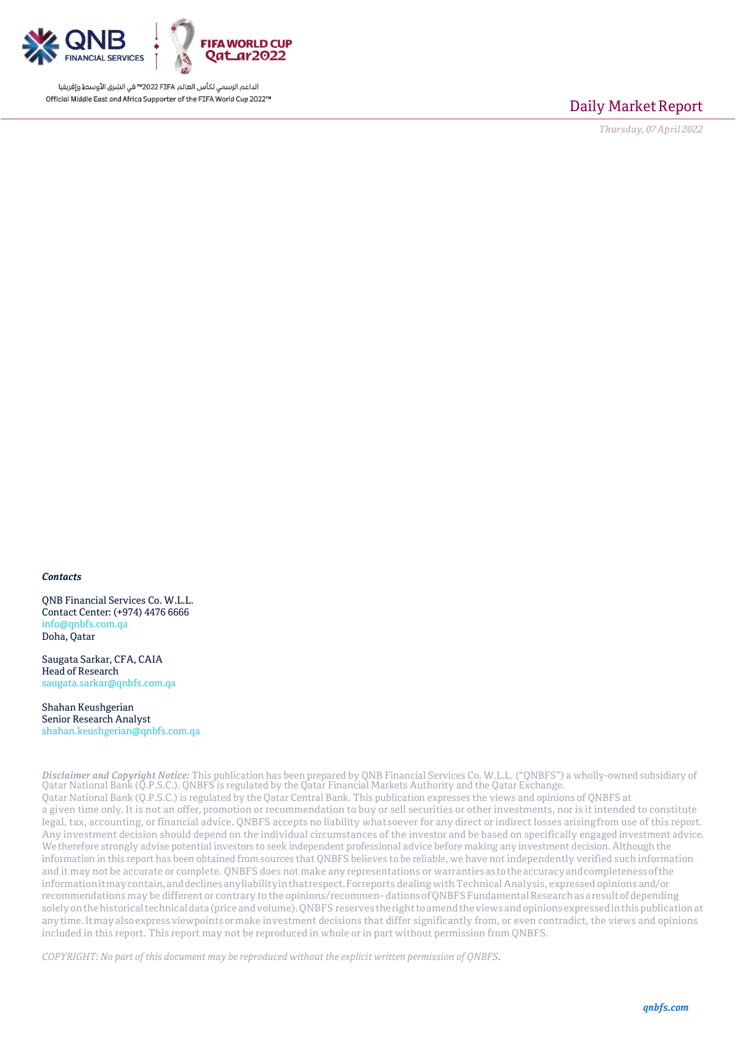الداعم الرسمي لكأس العالم FIFA 2022™ في الشرق الأوسط وإفريقيا
Official Middle East and Africa Supporter of the FIFA World Cup 2022™

# Daily Market Report

*Thursday, 07 April 2022*

***Contacts***

QNB Financial Services Co. W.L.L.
Contact Center: (+974) 4476 6666
info@qnbfs.com.qa
Doha, Qatar

Saugata Sarkar, CFA, CAIA
Head of Research
saugata.sarkar@qnbfs.com.qa

Shahan Keushgerian
Senior Research Analyst
shahan.keushgerian@qnbfs.com.qa

***Disclaimer and Copyright Notice:*** This publication has been prepared by QNB Financial Services Co. W.L.L. ("QNBFS") a wholly-owned subsidiary of Qatar National Bank (Q.P.S.C.). QNBFS is regulated by the Qatar Financial Markets Authority and the Qatar Exchange. Qatar National Bank (Q.P.S.C.) is regulated by the Qatar Central Bank. This publication expresses the views and opinions of QNBFS at a given time only. It is not an offer, promotion or recommendation to buy or sell securities or other investments, nor is it intended to constitute legal, tax, accounting, or financial advice. QNBFS accepts no liability whatsoever for any direct or indirect losses arising from use of this report. Any investment decision should depend on the individual circumstances of the investor and be based on specifically engaged investment advice. We therefore strongly advise potential investors to seek independent professional advice before making any investment decision. Although the information in this report has been obtained from sources that QNBFS believes to be reliable, we have not independently verified such information and it may not be accurate or complete. QNBFS does not make any representations or warranties as to the accuracy and completeness of the information it may contain, and declines any liability in that respect. For reports dealing with Technical Analysis, expressed opinions and/or recommendations may be different or contrary to the opinions/recommen- dations of QNBFS Fundamental Research as a result of depending solely on the historical technical data (price and volume). QNBFS reserves the right to amend the views and opinions expressed in this publication at any time. It may also express viewpoints or make investment decisions that differ significantly from, or even contradict, the views and opinions included in this report. This report may not be reproduced in whole or in part without permission from QNBFS.

*COPYRIGHT: No part of this document may be reproduced without the explicit written permission of QNBFS.*

*qnbfs.com*